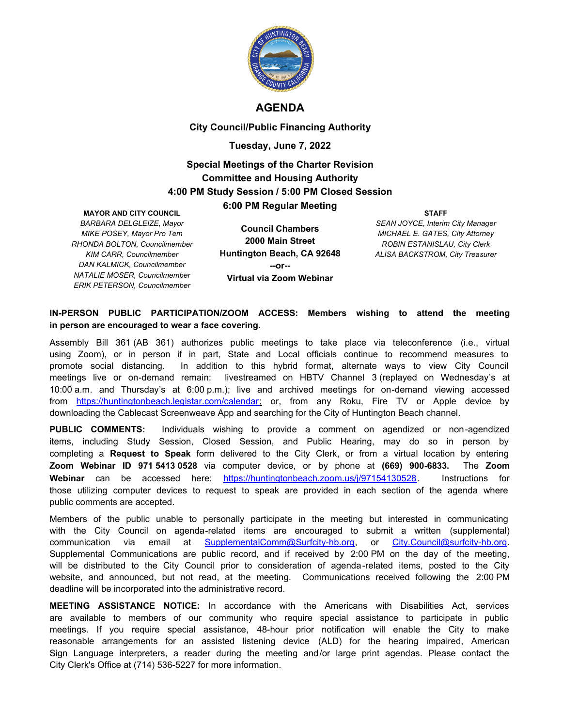# AGENDA

## City Council/Public Financing Authority

**Tuesday, June 7, 2022**

**Special Meetings of the Charter Revision Committee and Housing Authority**
**4:00 PM Study Session / 5:00 PM Closed Session**
**6:00 PM Regular Meeting**

**MAYOR AND CITY COUNCIL**

*BARBARA DELGLEIZE, Mayor*
*MIKE POSEY, Mayor Pro Tem*
*RHONDA BOLTON, Councilmember*
*KIM CARR, Councilmember*
*DAN KALMICK, Councilmember*
*NATALIE MOSER, Councilmember*
*ERIK PETERSON, Councilmember*

**Council Chambers**
**2000 Main Street**
**Huntington Beach, CA 92648**
**--or--**
**Virtual via Zoom Webinar**

**STAFF**

*SEAN JOYCE, Interim City Manager*
*MICHAEL E. GATES, City Attorney*
*ROBIN ESTANISLAU, City Clerk*
*ALISA BACKSTROM, City Treasurer*

**IN-PERSON PUBLIC PARTICIPATION/ZOOM ACCESS: Members wishing to attend the meeting in person are encouraged to wear a face covering.**

Assembly Bill 361 (AB 361) authorizes public meetings to take place via teleconference (i.e., virtual using Zoom), or in person if in part, State and Local officials continue to recommend measures to promote social distancing. In addition to this hybrid format, alternate ways to view City Council meetings live or on-demand remain: livestreamed on HBTV Channel 3 (replayed on Wednesday's at 10:00 a.m. and Thursday's at 6:00 p.m.); live and archived meetings for on-demand viewing accessed from https://huntingtonbeach.legistar.com/calendar; or, from any Roku, Fire TV or Apple device by downloading the Cablecast Screenweave App and searching for the City of Huntington Beach channel.

**PUBLIC COMMENTS:** Individuals wishing to provide a comment on agendized or non-agendized items, including Study Session, Closed Session, and Public Hearing, may do so in person by completing a **Request to Speak** form delivered to the City Clerk, or from a virtual location by entering **Zoom Webinar ID 971 5413 0528** via computer device, or by phone at **(669) 900-6833.** The **Zoom Webinar** can be accessed here: https://huntingtonbeach.zoom.us/j/97154130528. Instructions for those utilizing computer devices to request to speak are provided in each section of the agenda where public comments are accepted.

Members of the public unable to personally participate in the meeting but interested in communicating with the City Council on agenda-related items are encouraged to submit a written (supplemental) communication via email at SupplementalComm@Surfcity-hb.org, or City.Council@surfcity-hb.org. Supplemental Communications are public record, and if received by 2:00 PM on the day of the meeting, will be distributed to the City Council prior to consideration of agenda-related items, posted to the City website, and announced, but not read, at the meeting. Communications received following the 2:00 PM deadline will be incorporated into the administrative record.

**MEETING ASSISTANCE NOTICE:** In accordance with the Americans with Disabilities Act, services are available to members of our community who require special assistance to participate in public meetings. If you require special assistance, 48-hour prior notification will enable the City to make reasonable arrangements for an assisted listening device (ALD) for the hearing impaired, American Sign Language interpreters, a reader during the meeting and/or large print agendas. Please contact the City Clerk's Office at (714) 536-5227 for more information.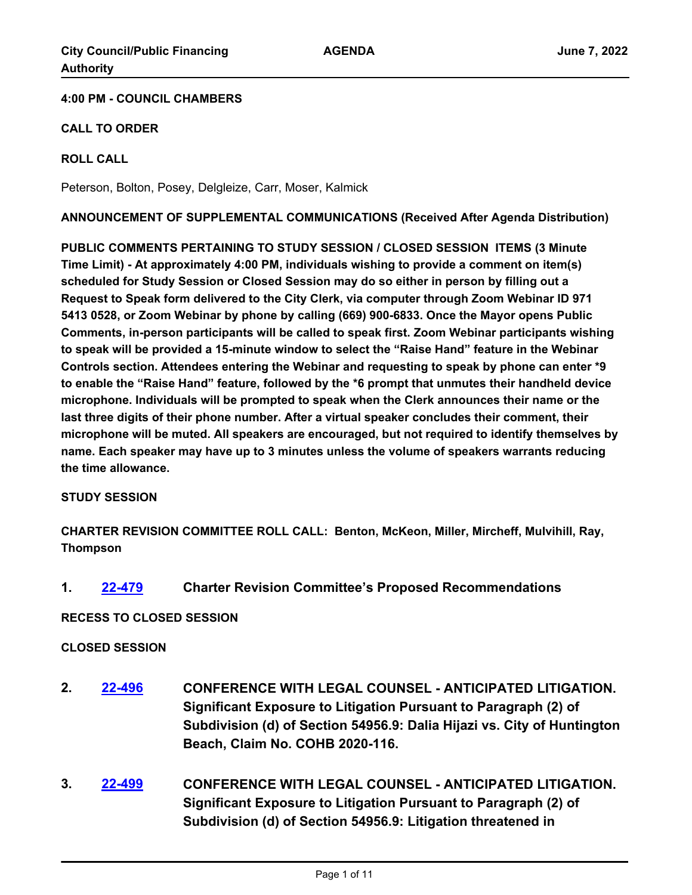**4:00 PM - COUNCIL CHAMBERS**

**CALL TO ORDER**

**ROLL CALL**

Peterson, Bolton, Posey, Delgleize, Carr, Moser, Kalmick

**ANNOUNCEMENT OF SUPPLEMENTAL COMMUNICATIONS (Received After Agenda Distribution)**

**PUBLIC COMMENTS PERTAINING TO STUDY SESSION / CLOSED SESSION ITEMS (3 Minute Time Limit) - At approximately 4:00 PM, individuals wishing to provide a comment on item(s) scheduled for Study Session or Closed Session may do so either in person by filling out a Request to Speak form delivered to the City Clerk, via computer through Zoom Webinar ID 971 5413 0528, or Zoom Webinar by phone by calling (669) 900-6833. Once the Mayor opens Public Comments, in-person participants will be called to speak first. Zoom Webinar participants wishing to speak will be provided a 15-minute window to select the "Raise Hand" feature in the Webinar Controls section. Attendees entering the Webinar and requesting to speak by phone can enter *9 to enable the "Raise Hand" feature, followed by the *6 prompt that unmutes their handheld device microphone. Individuals will be prompted to speak when the Clerk announces their name or the last three digits of their phone number. After a virtual speaker concludes their comment, their microphone will be muted. All speakers are encouraged, but not required to identify themselves by name. Each speaker may have up to 3 minutes unless the volume of speakers warrants reducing the time allowance.**

**STUDY SESSION**

**CHARTER REVISION COMMITTEE ROLL CALL: Benton, McKeon, Miller, Mircheff, Mulvihill, Ray, Thompson**

**1. 22-479 Charter Revision Committee's Proposed Recommendations**

**RECESS TO CLOSED SESSION**

**CLOSED SESSION**

**2. 22-496 CONFERENCE WITH LEGAL COUNSEL - ANTICIPATED LITIGATION. Significant Exposure to Litigation Pursuant to Paragraph (2) of Subdivision (d) of Section 54956.9: Dalia Hijazi vs. City of Huntington Beach, Claim No. COHB 2020-116.**

**3. 22-499 CONFERENCE WITH LEGAL COUNSEL - ANTICIPATED LITIGATION. Significant Exposure to Litigation Pursuant to Paragraph (2) of Subdivision (d) of Section 54956.9: Litigation threatened in**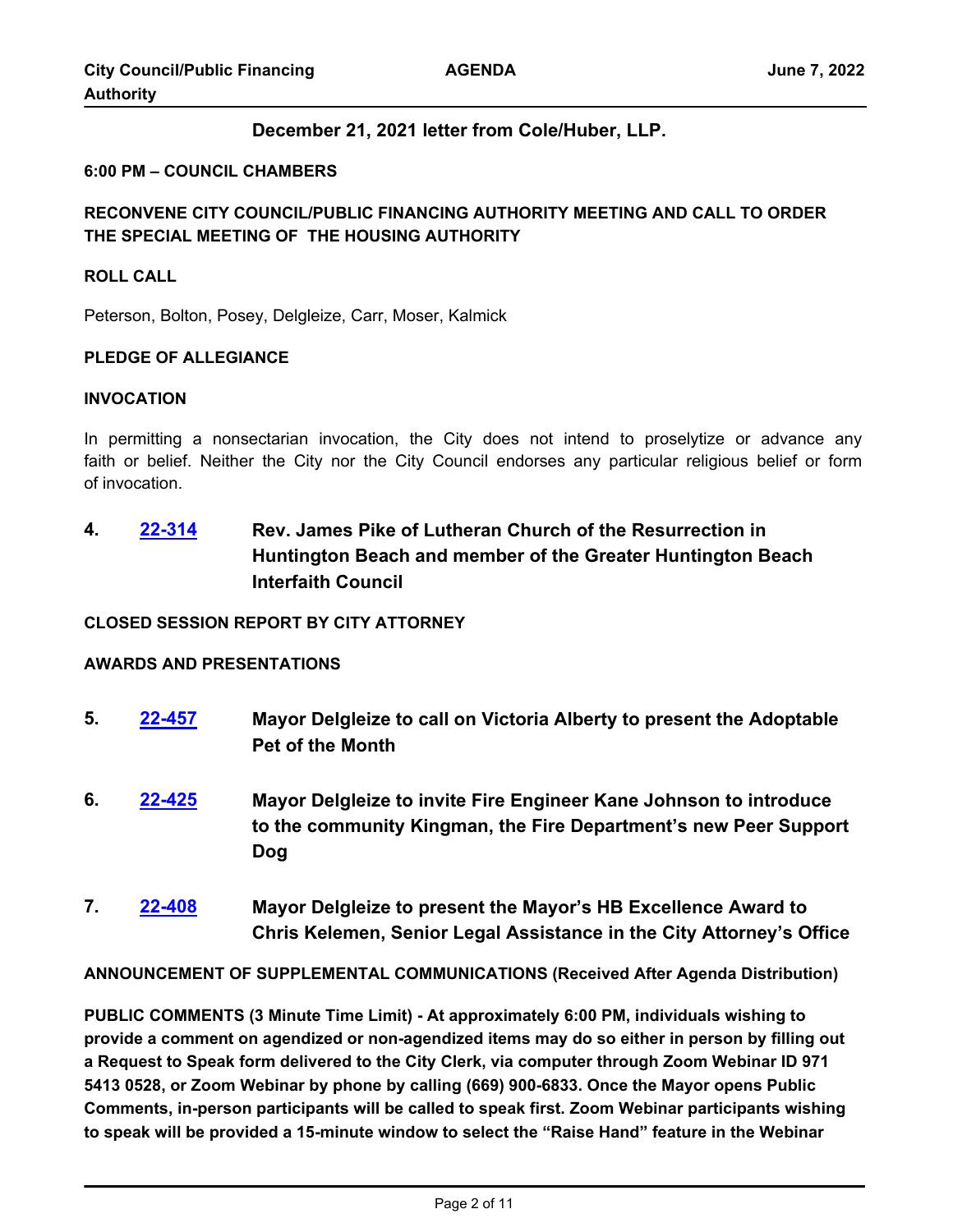**December 21, 2021 letter from Cole/Huber, LLP.**

**6:00 PM – COUNCIL CHAMBERS**

**RECONVENE CITY COUNCIL/PUBLIC FINANCING AUTHORITY MEETING AND CALL TO ORDER THE SPECIAL MEETING OF THE HOUSING AUTHORITY**

**ROLL CALL**

Peterson, Bolton, Posey, Delgleize, Carr, Moser, Kalmick

**PLEDGE OF ALLEGIANCE**

**INVOCATION**

In permitting a nonsectarian invocation, the City does not intend to proselytize or advance any faith or belief. Neither the City nor the City Council endorses any particular religious belief or form of invocation.

**4.** **22-314** **Rev. James Pike of Lutheran Church of the Resurrection in Huntington Beach and member of the Greater Huntington Beach Interfaith Council**

**CLOSED SESSION REPORT BY CITY ATTORNEY**

**AWARDS AND PRESENTATIONS**

**5.** **22-457** **Mayor Delgleize to call on Victoria Alberty to present the Adoptable Pet of the Month**

**6.** **22-425** **Mayor Delgleize to invite Fire Engineer Kane Johnson to introduce to the community Kingman, the Fire Department's new Peer Support Dog**

**7.** **22-408** **Mayor Delgleize to present the Mayor's HB Excellence Award to Chris Kelemen, Senior Legal Assistance in the City Attorney's Office**

**ANNOUNCEMENT OF SUPPLEMENTAL COMMUNICATIONS (Received After Agenda Distribution)**

**PUBLIC COMMENTS (3 Minute Time Limit) - At approximately 6:00 PM, individuals wishing to provide a comment on agendized or non-agendized items may do so either in person by filling out a Request to Speak form delivered to the City Clerk, via computer through Zoom Webinar ID 971 5413 0528, or Zoom Webinar by phone by calling (669) 900-6833. Once the Mayor opens Public Comments, in-person participants will be called to speak first. Zoom Webinar participants wishing to speak will be provided a 15-minute window to select the "Raise Hand" feature in the Webinar**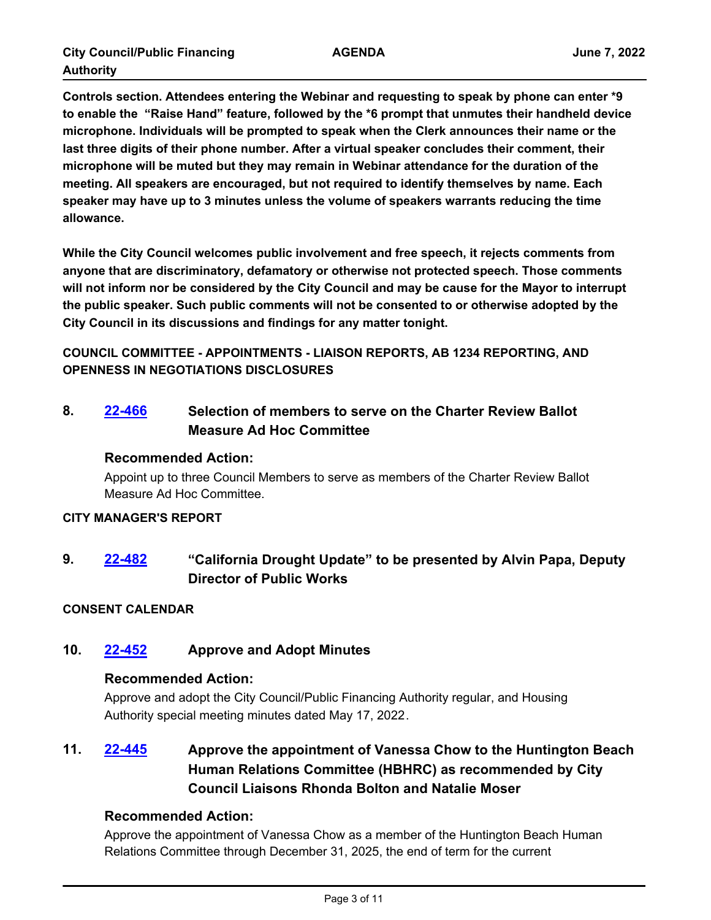**Controls section. Attendees entering the Webinar and requesting to speak by phone can enter *9 to enable the "Raise Hand" feature, followed by the *6 prompt that unmutes their handheld device microphone. Individuals will be prompted to speak when the Clerk announces their name or the last three digits of their phone number. After a virtual speaker concludes their comment, their microphone will be muted but they may remain in Webinar attendance for the duration of the meeting. All speakers are encouraged, but not required to identify themselves by name. Each speaker may have up to 3 minutes unless the volume of speakers warrants reducing the time allowance.**

**While the City Council welcomes public involvement and free speech, it rejects comments from anyone that are discriminatory, defamatory or otherwise not protected speech. Those comments will not inform nor be considered by the City Council and may be cause for the Mayor to interrupt the public speaker. Such public comments will not be consented to or otherwise adopted by the City Council in its discussions and findings for any matter tonight.**

**COUNCIL COMMITTEE - APPOINTMENTS - LIAISON REPORTS, AB 1234 REPORTING, AND OPENNESS IN NEGOTIATIONS DISCLOSURES**

### 8. 22-466 Selection of members to serve on the Charter Review Ballot Measure Ad Hoc Committee

**Recommended Action:**

Appoint up to three Council Members to serve as members of the Charter Review Ballot Measure Ad Hoc Committee.

**CITY MANAGER'S REPORT**

### 9. 22-482 "California Drought Update" to be presented by Alvin Papa, Deputy Director of Public Works

**CONSENT CALENDAR**

### 10. 22-452 Approve and Adopt Minutes

**Recommended Action:**

Approve and adopt the City Council/Public Financing Authority regular, and Housing Authority special meeting minutes dated May 17, 2022.

### 11. 22-445 Approve the appointment of Vanessa Chow to the Huntington Beach Human Relations Committee (HBHRC) as recommended by City Council Liaisons Rhonda Bolton and Natalie Moser

**Recommended Action:**

Approve the appointment of Vanessa Chow as a member of the Huntington Beach Human Relations Committee through December 31, 2025, the end of term for the current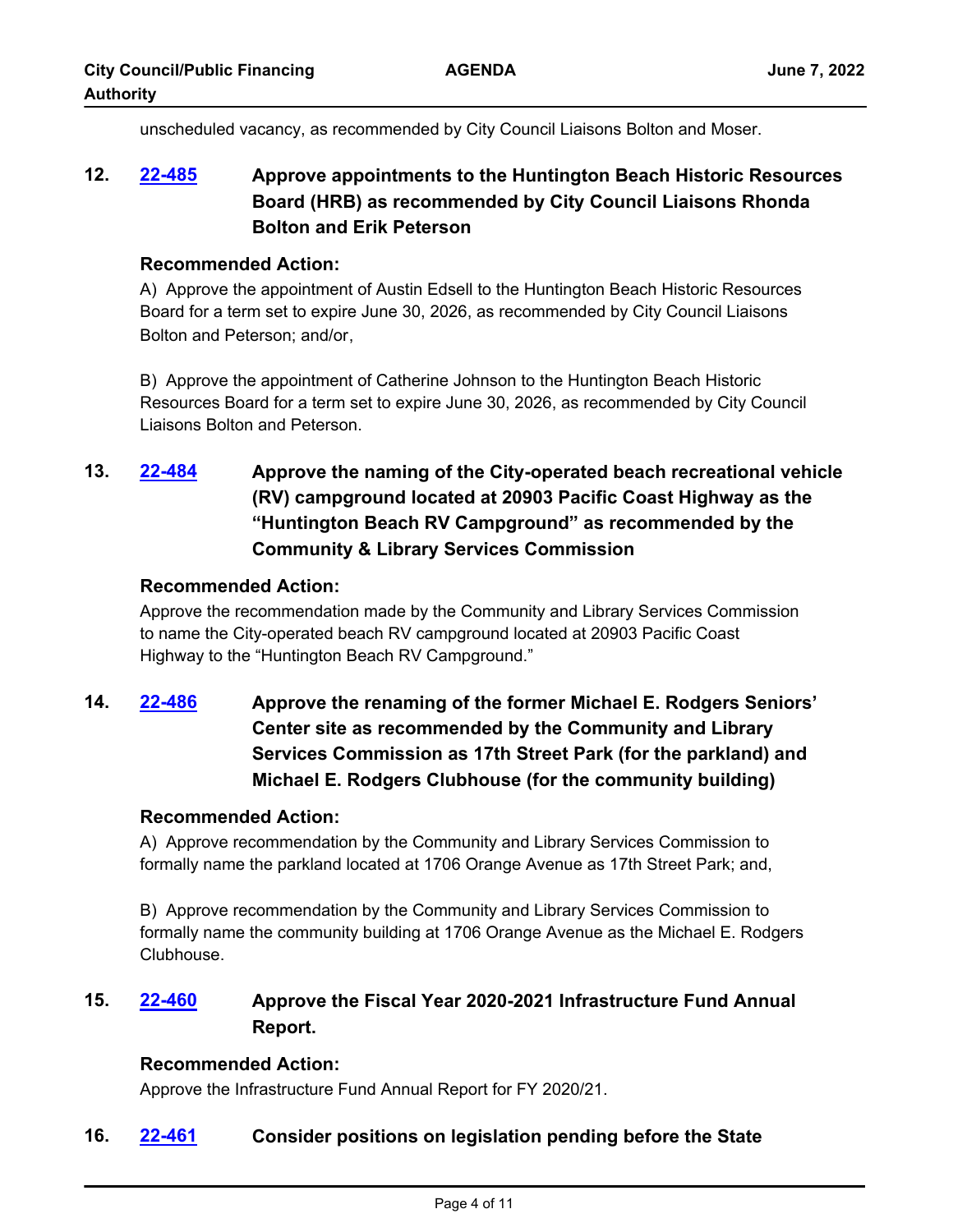unscheduled vacancy, as recommended by City Council Liaisons Bolton and Moser.

**12. [22-485](22-485) Approve appointments to the Huntington Beach Historic Resources Board (HRB) as recommended by City Council Liaisons Rhonda Bolton and Erik Peterson**

**Recommended Action:**

A) Approve the appointment of Austin Edsell to the Huntington Beach Historic Resources Board for a term set to expire June 30, 2026, as recommended by City Council Liaisons Bolton and Peterson; and/or,

B) Approve the appointment of Catherine Johnson to the Huntington Beach Historic Resources Board for a term set to expire June 30, 2026, as recommended by City Council Liaisons Bolton and Peterson.

**13. [22-484](22-484) Approve the naming of the City-operated beach recreational vehicle (RV) campground located at 20903 Pacific Coast Highway as the "Huntington Beach RV Campground" as recommended by the Community & Library Services Commission**

**Recommended Action:**

Approve the recommendation made by the Community and Library Services Commission to name the City-operated beach RV campground located at 20903 Pacific Coast Highway to the "Huntington Beach RV Campground."

**14. [22-486](22-486) Approve the renaming of the former Michael E. Rodgers Seniors' Center site as recommended by the Community and Library Services Commission as 17th Street Park (for the parkland) and Michael E. Rodgers Clubhouse (for the community building)**

**Recommended Action:**

A) Approve recommendation by the Community and Library Services Commission to formally name the parkland located at 1706 Orange Avenue as 17th Street Park; and,

B) Approve recommendation by the Community and Library Services Commission to formally name the community building at 1706 Orange Avenue as the Michael E. Rodgers Clubhouse.

**15. [22-460](22-460) Approve the Fiscal Year 2020-2021 Infrastructure Fund Annual Report.**

**Recommended Action:**

Approve the Infrastructure Fund Annual Report for FY 2020/21.

**16. [22-461](22-461) Consider positions on legislation pending before the State**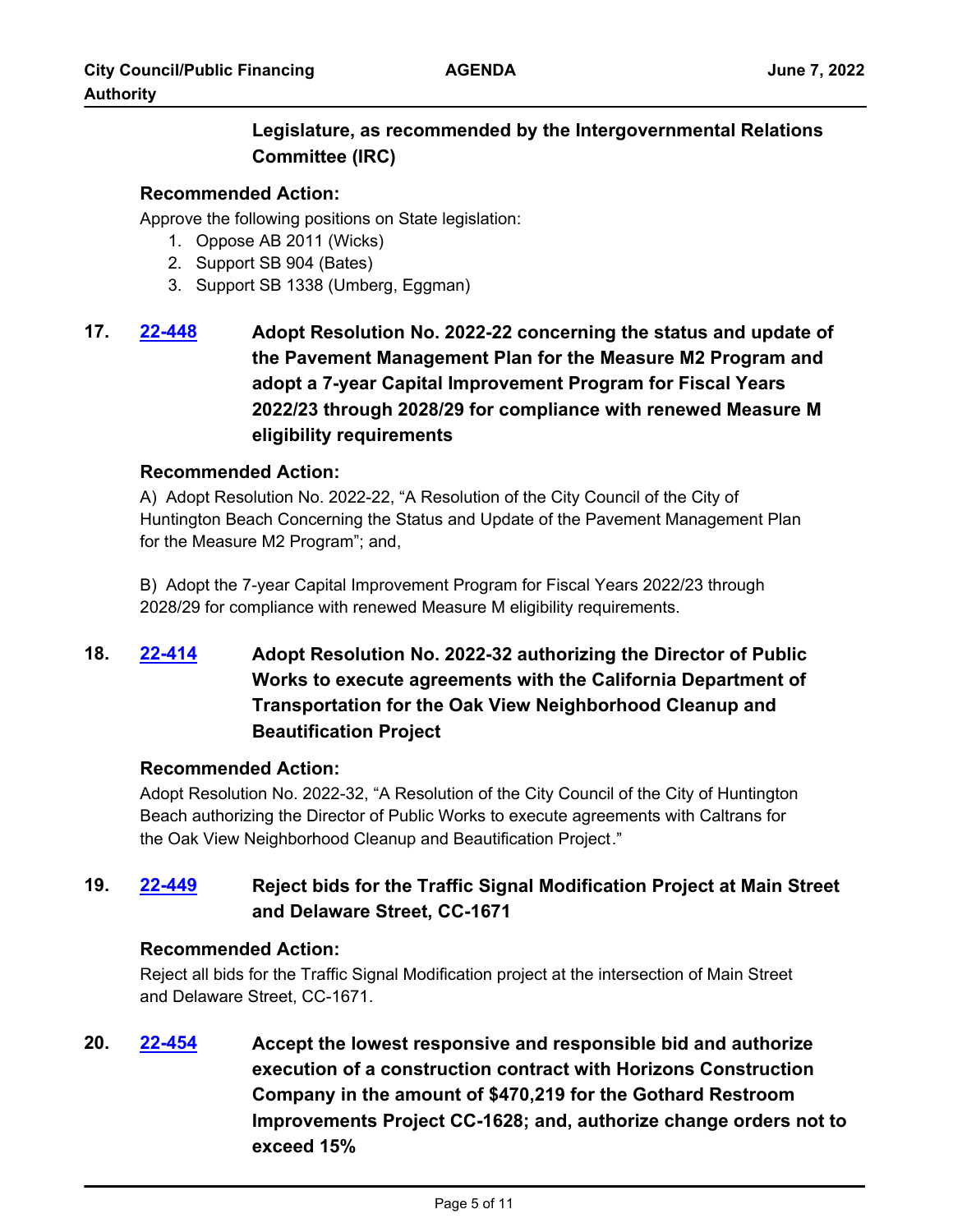**Legislature, as recommended by the Intergovernmental Relations Committee (IRC)**

**Recommended Action:**

Approve the following positions on State legislation:

1. Oppose AB 2011 (Wicks)
2. Support SB 904 (Bates)
3. Support SB 1338 (Umberg, Eggman)

**17. [22-448](22-448) Adopt Resolution No. 2022-22 concerning the status and update of the Pavement Management Plan for the Measure M2 Program and adopt a 7-year Capital Improvement Program for Fiscal Years 2022/23 through 2028/29 for compliance with renewed Measure M eligibility requirements**

**Recommended Action:**

A) Adopt Resolution No. 2022-22, "A Resolution of the City Council of the City of Huntington Beach Concerning the Status and Update of the Pavement Management Plan for the Measure M2 Program"; and,

B) Adopt the 7-year Capital Improvement Program for Fiscal Years 2022/23 through 2028/29 for compliance with renewed Measure M eligibility requirements.

**18. [22-414](22-414) Adopt Resolution No. 2022-32 authorizing the Director of Public Works to execute agreements with the California Department of Transportation for the Oak View Neighborhood Cleanup and Beautification Project**

**Recommended Action:**

Adopt Resolution No. 2022-32, "A Resolution of the City Council of the City of Huntington Beach authorizing the Director of Public Works to execute agreements with Caltrans for the Oak View Neighborhood Cleanup and Beautification Project."

**19. [22-449](22-449) Reject bids for the Traffic Signal Modification Project at Main Street and Delaware Street, CC-1671**

**Recommended Action:**

Reject all bids for the Traffic Signal Modification project at the intersection of Main Street and Delaware Street, CC-1671.

**20. [22-454](22-454) Accept the lowest responsive and responsible bid and authorize execution of a construction contract with Horizons Construction Company in the amount of $470,219 for the Gothard Restroom Improvements Project CC-1628; and, authorize change orders not to exceed 15%**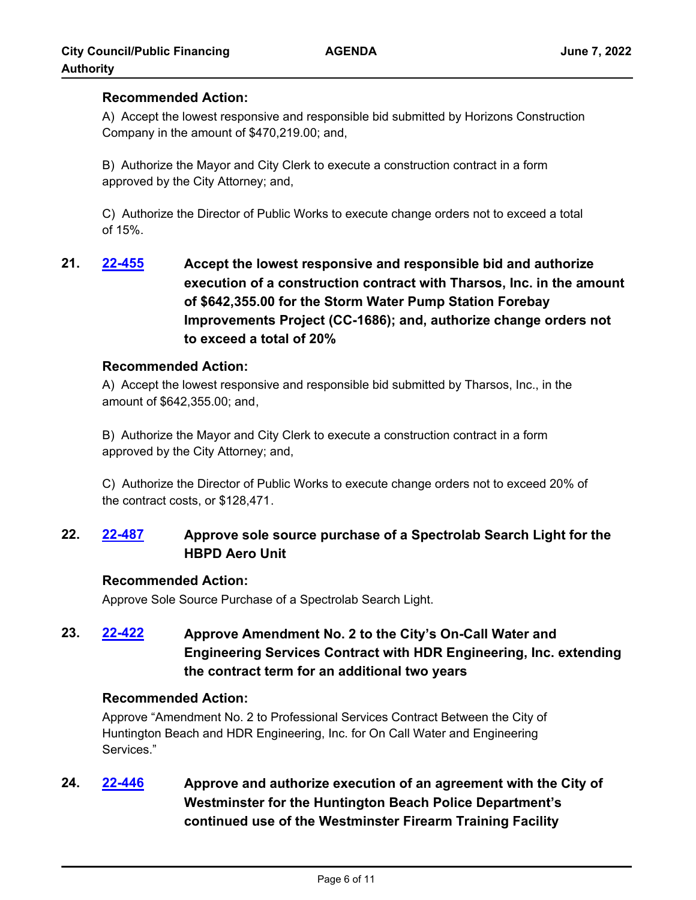**Recommended Action:**

A) Accept the lowest responsive and responsible bid submitted by Horizons Construction Company in the amount of $470,219.00; and,

B) Authorize the Mayor and City Clerk to execute a construction contract in a form approved by the City Attorney; and,

C) Authorize the Director of Public Works to execute change orders not to exceed a total of 15%.

**21. [22-455](22-455) Accept the lowest responsive and responsible bid and authorize execution of a construction contract with Tharsos, Inc. in the amount of $642,355.00 for the Storm Water Pump Station Forebay Improvements Project (CC-1686); and, authorize change orders not to exceed a total of 20%**

**Recommended Action:**

A) Accept the lowest responsive and responsible bid submitted by Tharsos, Inc., in the amount of $642,355.00; and,

B) Authorize the Mayor and City Clerk to execute a construction contract in a form approved by the City Attorney; and,

C) Authorize the Director of Public Works to execute change orders not to exceed 20% of the contract costs, or $128,471.

**22. [22-487](22-487) Approve sole source purchase of a Spectrolab Search Light for the HBPD Aero Unit**

**Recommended Action:**

Approve Sole Source Purchase of a Spectrolab Search Light.

**23. [22-422](22-422) Approve Amendment No. 2 to the City's On-Call Water and Engineering Services Contract with HDR Engineering, Inc. extending the contract term for an additional two years**

**Recommended Action:**

Approve "Amendment No. 2 to Professional Services Contract Between the City of Huntington Beach and HDR Engineering, Inc. for On Call Water and Engineering Services."

**24. [22-446](22-446) Approve and authorize execution of an agreement with the City of Westminster for the Huntington Beach Police Department's continued use of the Westminster Firearm Training Facility**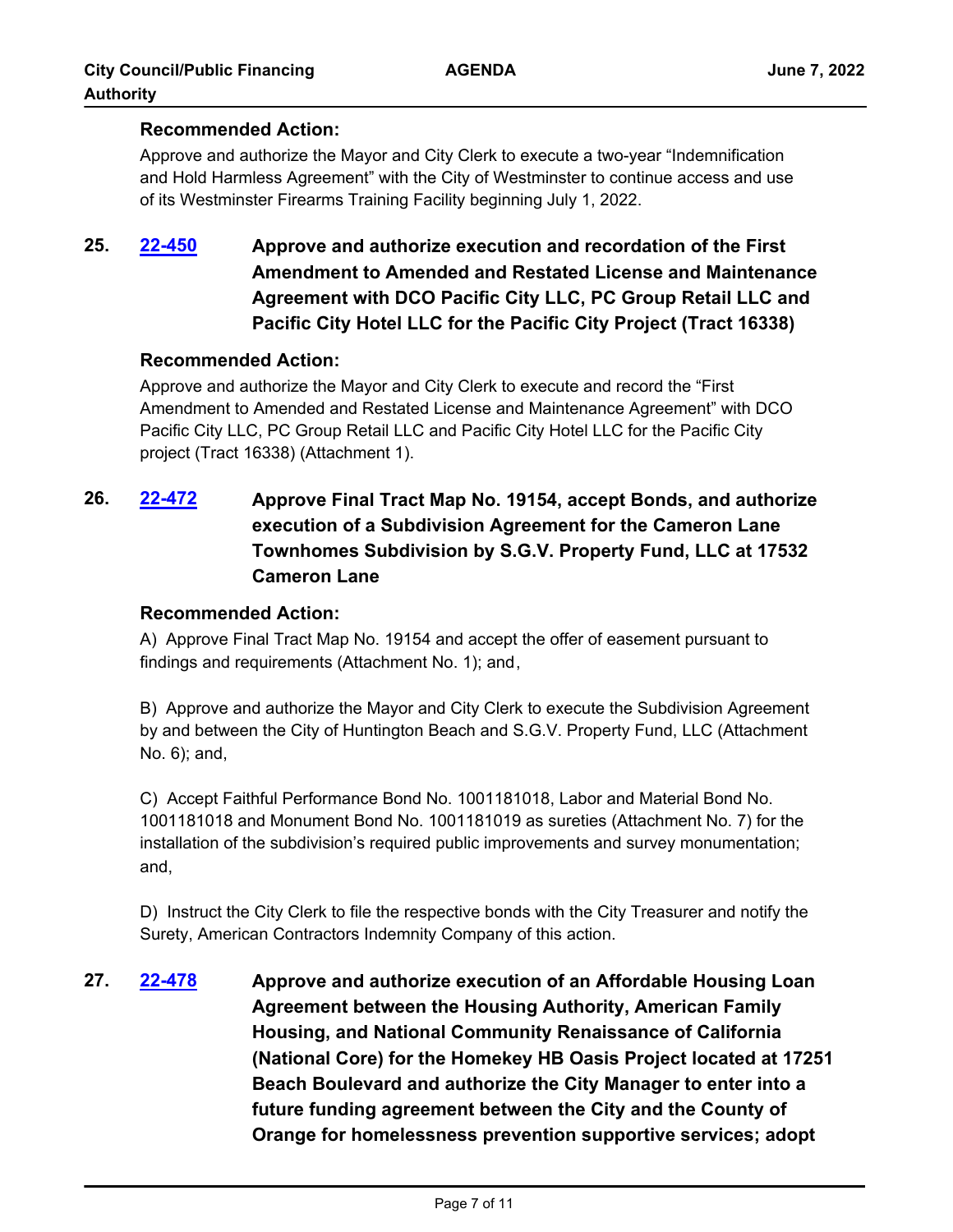**Recommended Action:**

Approve and authorize the Mayor and City Clerk to execute a two-year "Indemnification and Hold Harmless Agreement" with the City of Westminster to continue access and use of its Westminster Firearms Training Facility beginning July 1, 2022.

**25.** **[22-450]** **Approve and authorize execution and recordation of the First Amendment to Amended and Restated License and Maintenance Agreement with DCO Pacific City LLC, PC Group Retail LLC and Pacific City Hotel LLC for the Pacific City Project (Tract 16338)**

**Recommended Action:**

Approve and authorize the Mayor and City Clerk to execute and record the "First Amendment to Amended and Restated License and Maintenance Agreement" with DCO Pacific City LLC, PC Group Retail LLC and Pacific City Hotel LLC for the Pacific City project (Tract 16338) (Attachment 1).

**26.** **[22-472]** **Approve Final Tract Map No. 19154, accept Bonds, and authorize execution of a Subdivision Agreement for the Cameron Lane Townhomes Subdivision by S.G.V. Property Fund, LLC at 17532 Cameron Lane**

**Recommended Action:**

A) Approve Final Tract Map No. 19154 and accept the offer of easement pursuant to findings and requirements (Attachment No. 1); and,

B) Approve and authorize the Mayor and City Clerk to execute the Subdivision Agreement by and between the City of Huntington Beach and S.G.V. Property Fund, LLC (Attachment No. 6); and,

C) Accept Faithful Performance Bond No. 1001181018, Labor and Material Bond No. 1001181018 and Monument Bond No. 1001181019 as sureties (Attachment No. 7) for the installation of the subdivision's required public improvements and survey monumentation; and,

D) Instruct the City Clerk to file the respective bonds with the City Treasurer and notify the Surety, American Contractors Indemnity Company of this action.

**27.** **[22-478]** **Approve and authorize execution of an Affordable Housing Loan Agreement between the Housing Authority, American Family Housing, and National Community Renaissance of California (National Core) for the Homekey HB Oasis Project located at 17251 Beach Boulevard and authorize the City Manager to enter into a future funding agreement between the City and the County of Orange for homelessness prevention supportive services; adopt**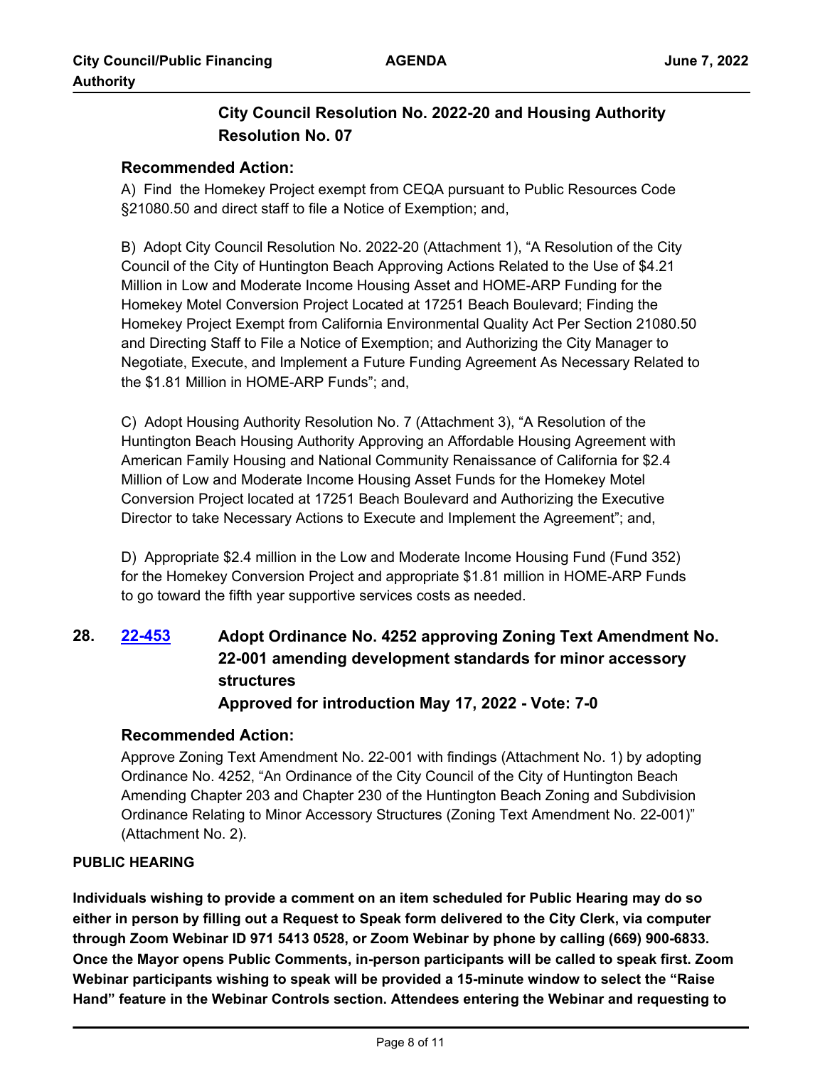**City Council Resolution No. 2022-20 and Housing Authority Resolution No. 07**

### Recommended Action:

A) Find the Homekey Project exempt from CEQA pursuant to Public Resources Code §21080.50 and direct staff to file a Notice of Exemption; and,

B) Adopt City Council Resolution No. 2022-20 (Attachment 1), "A Resolution of the City Council of the City of Huntington Beach Approving Actions Related to the Use of $4.21 Million in Low and Moderate Income Housing Asset and HOME-ARP Funding for the Homekey Motel Conversion Project Located at 17251 Beach Boulevard; Finding the Homekey Project Exempt from California Environmental Quality Act Per Section 21080.50 and Directing Staff to File a Notice of Exemption; and Authorizing the City Manager to Negotiate, Execute, and Implement a Future Funding Agreement As Necessary Related to the $1.81 Million in HOME-ARP Funds"; and,

C) Adopt Housing Authority Resolution No. 7 (Attachment 3), "A Resolution of the Huntington Beach Housing Authority Approving an Affordable Housing Agreement with American Family Housing and National Community Renaissance of California for $2.4 Million of Low and Moderate Income Housing Asset Funds for the Homekey Motel Conversion Project located at 17251 Beach Boulevard and Authorizing the Executive Director to take Necessary Actions to Execute and Implement the Agreement"; and,

D) Appropriate $2.4 million in the Low and Moderate Income Housing Fund (Fund 352) for the Homekey Conversion Project and appropriate $1.81 million in HOME-ARP Funds to go toward the fifth year supportive services costs as needed.

**28.** **22-453** **Adopt Ordinance No. 4252 approving Zoning Text Amendment No. 22-001 amending development standards for minor accessory structures**
**Approved for introduction May 17, 2022 - Vote: 7-0**

### Recommended Action:

Approve Zoning Text Amendment No. 22-001 with findings (Attachment No. 1) by adopting Ordinance No. 4252, "An Ordinance of the City Council of the City of Huntington Beach Amending Chapter 203 and Chapter 230 of the Huntington Beach Zoning and Subdivision Ordinance Relating to Minor Accessory Structures (Zoning Text Amendment No. 22-001)" (Attachment No. 2).

## PUBLIC HEARING

**Individuals wishing to provide a comment on an item scheduled for Public Hearing may do so either in person by filling out a Request to Speak form delivered to the City Clerk, via computer through Zoom Webinar ID 971 5413 0528, or Zoom Webinar by phone by calling (669) 900-6833. Once the Mayor opens Public Comments, in-person participants will be called to speak first. Zoom Webinar participants wishing to speak will be provided a 15-minute window to select the "Raise Hand" feature in the Webinar Controls section. Attendees entering the Webinar and requesting to**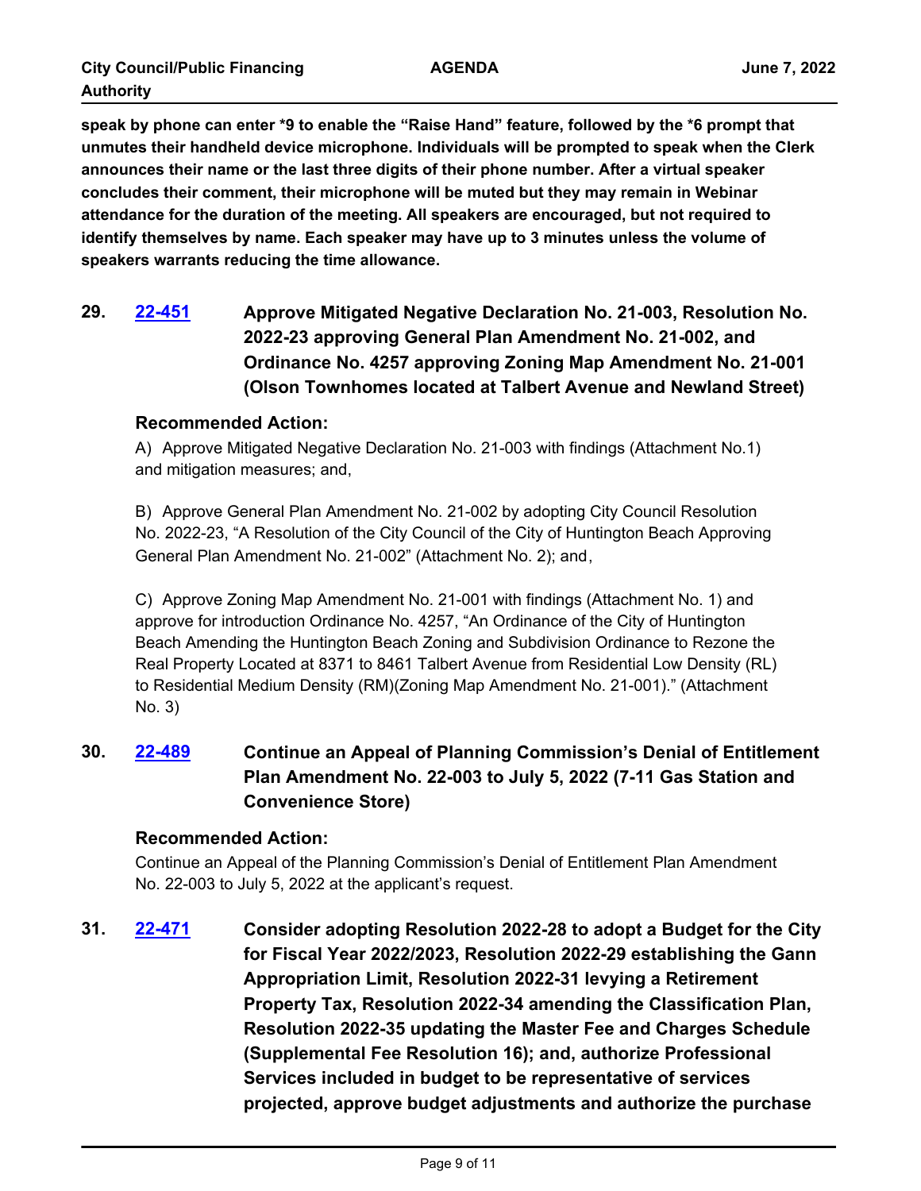**speak by phone can enter *9 to enable the "Raise Hand" feature, followed by the *6 prompt that unmutes their handheld device microphone. Individuals will be prompted to speak when the Clerk announces their name or the last three digits of their phone number. After a virtual speaker concludes their comment, their microphone will be muted but they may remain in Webinar attendance for the duration of the meeting. All speakers are encouraged, but not required to identify themselves by name. Each speaker may have up to 3 minutes unless the volume of speakers warrants reducing the time allowance.**

## 29. [22-451](#) Approve Mitigated Negative Declaration No. 21-003, Resolution No. 2022-23 approving General Plan Amendment No. 21-002, and Ordinance No. 4257 approving Zoning Map Amendment No. 21-001 (Olson Townhomes located at Talbert Avenue and Newland Street)

**Recommended Action:**

A) Approve Mitigated Negative Declaration No. 21-003 with findings (Attachment No.1) and mitigation measures; and,

B) Approve General Plan Amendment No. 21-002 by adopting City Council Resolution No. 2022-23, "A Resolution of the City Council of the City of Huntington Beach Approving General Plan Amendment No. 21-002" (Attachment No. 2); and,

C) Approve Zoning Map Amendment No. 21-001 with findings (Attachment No. 1) and approve for introduction Ordinance No. 4257, "An Ordinance of the City of Huntington Beach Amending the Huntington Beach Zoning and Subdivision Ordinance to Rezone the Real Property Located at 8371 to 8461 Talbert Avenue from Residential Low Density (RL) to Residential Medium Density (RM)(Zoning Map Amendment No. 21-001)." (Attachment No. 3)

## 30. [22-489](#) Continue an Appeal of Planning Commission's Denial of Entitlement Plan Amendment No. 22-003 to July 5, 2022 (7-11 Gas Station and Convenience Store)

**Recommended Action:**

Continue an Appeal of the Planning Commission's Denial of Entitlement Plan Amendment No. 22-003 to July 5, 2022 at the applicant's request.

## 31. [22-471](#) Consider adopting Resolution 2022-28 to adopt a Budget for the City for Fiscal Year 2022/2023, Resolution 2022-29 establishing the Gann Appropriation Limit, Resolution 2022-31 levying a Retirement Property Tax, Resolution 2022-34 amending the Classification Plan, Resolution 2022-35 updating the Master Fee and Charges Schedule (Supplemental Fee Resolution 16); and, authorize Professional Services included in budget to be representative of services projected, approve budget adjustments and authorize the purchase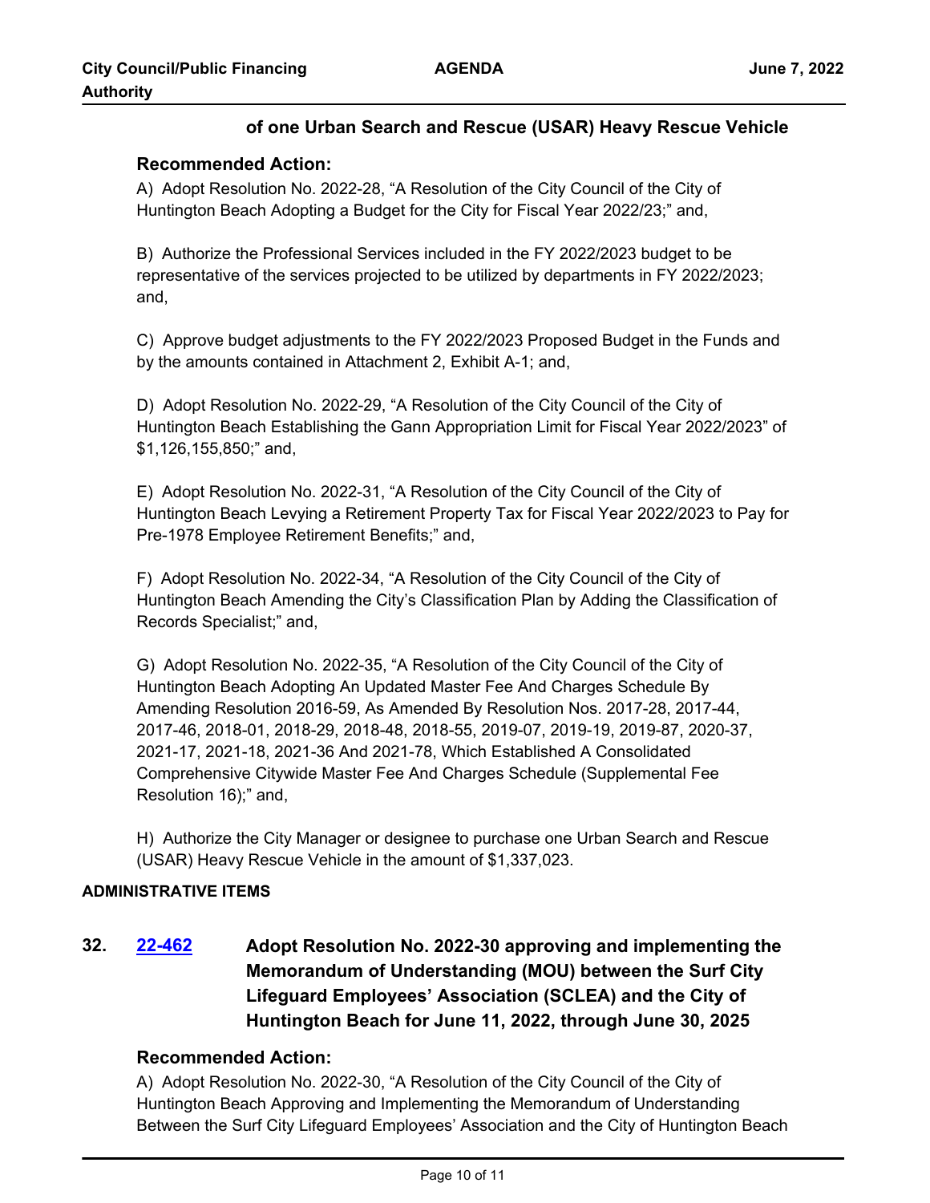**of one Urban Search and Rescue (USAR) Heavy Rescue Vehicle**

**Recommended Action:**

A) Adopt Resolution No. 2022-28, "A Resolution of the City Council of the City of Huntington Beach Adopting a Budget for the City for Fiscal Year 2022/23;" and,

B) Authorize the Professional Services included in the FY 2022/2023 budget to be representative of the services projected to be utilized by departments in FY 2022/2023; and,

C) Approve budget adjustments to the FY 2022/2023 Proposed Budget in the Funds and by the amounts contained in Attachment 2, Exhibit A-1; and,

D) Adopt Resolution No. 2022-29, "A Resolution of the City Council of the City of Huntington Beach Establishing the Gann Appropriation Limit for Fiscal Year 2022/2023" of $1,126,155,850;" and,

E) Adopt Resolution No. 2022-31, "A Resolution of the City Council of the City of Huntington Beach Levying a Retirement Property Tax for Fiscal Year 2022/2023 to Pay for Pre-1978 Employee Retirement Benefits;" and,

F) Adopt Resolution No. 2022-34, "A Resolution of the City Council of the City of Huntington Beach Amending the City's Classification Plan by Adding the Classification of Records Specialist;" and,

G) Adopt Resolution No. 2022-35, "A Resolution of the City Council of the City of Huntington Beach Adopting An Updated Master Fee And Charges Schedule By Amending Resolution 2016-59, As Amended By Resolution Nos. 2017-28, 2017-44, 2017-46, 2018-01, 2018-29, 2018-48, 2018-55, 2019-07, 2019-19, 2019-87, 2020-37, 2021-17, 2021-18, 2021-36 And 2021-78, Which Established A Consolidated Comprehensive Citywide Master Fee And Charges Schedule (Supplemental Fee Resolution 16);" and,

H) Authorize the City Manager or designee to purchase one Urban Search and Rescue (USAR) Heavy Rescue Vehicle in the amount of $1,337,023.

## ADMINISTRATIVE ITEMS

**32. [22-462] Adopt Resolution No. 2022-30 approving and implementing the Memorandum of Understanding (MOU) between the Surf City Lifeguard Employees' Association (SCLEA) and the City of Huntington Beach for June 11, 2022, through June 30, 2025**

**Recommended Action:**

A) Adopt Resolution No. 2022-30, "A Resolution of the City Council of the City of Huntington Beach Approving and Implementing the Memorandum of Understanding Between the Surf City Lifeguard Employees' Association and the City of Huntington Beach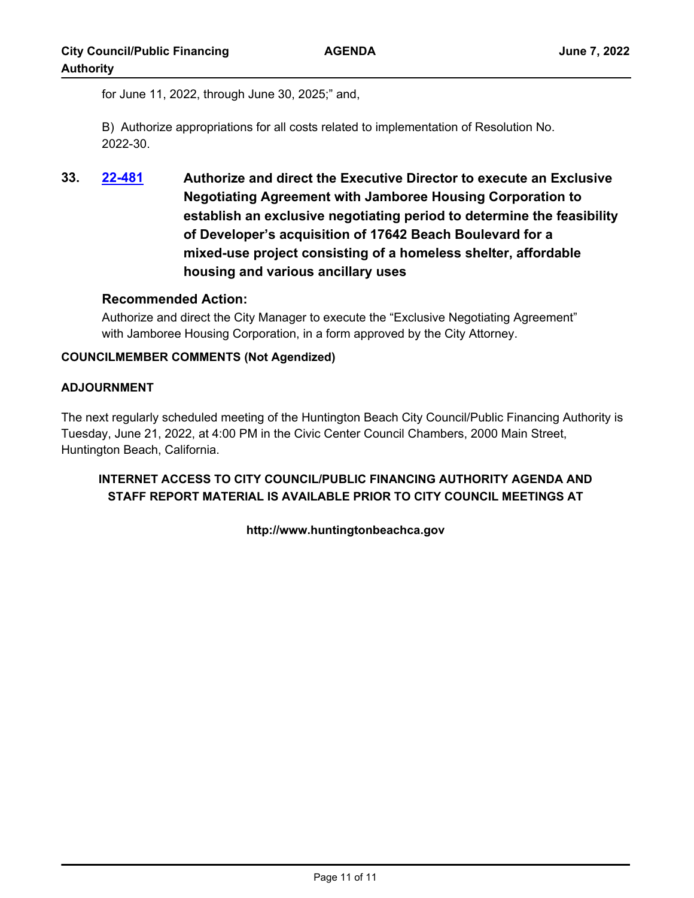for June 11, 2022, through June 30, 2025;" and,

B) Authorize appropriations for all costs related to implementation of Resolution No. 2022-30.

**33. [22-481] Authorize and direct the Executive Director to execute an Exclusive Negotiating Agreement with Jamboree Housing Corporation to establish an exclusive negotiating period to determine the feasibility of Developer's acquisition of 17642 Beach Boulevard for a mixed-use project consisting of a homeless shelter, affordable housing and various ancillary uses**

**Recommended Action:**

Authorize and direct the City Manager to execute the "Exclusive Negotiating Agreement" with Jamboree Housing Corporation, in a form approved by the City Attorney.

**COUNCILMEMBER COMMENTS (Not Agendized)**

**ADJOURNMENT**

The next regularly scheduled meeting of the Huntington Beach City Council/Public Financing Authority is Tuesday, June 21, 2022, at 4:00 PM in the Civic Center Council Chambers, 2000 Main Street, Huntington Beach, California.

**INTERNET ACCESS TO CITY COUNCIL/PUBLIC FINANCING AUTHORITY AGENDA AND STAFF REPORT MATERIAL IS AVAILABLE PRIOR TO CITY COUNCIL MEETINGS AT**

**http://www.huntingtonbeachca.gov**